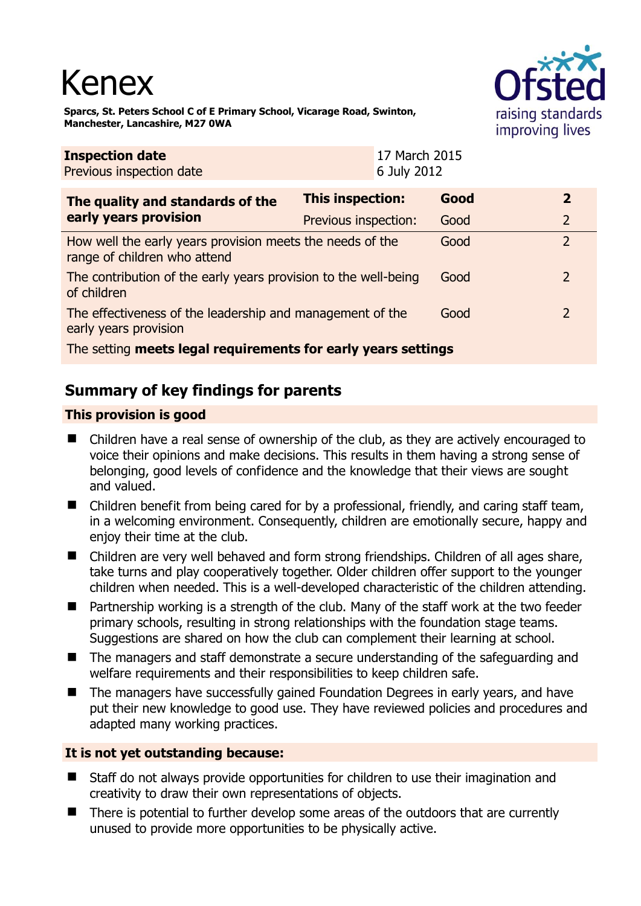# Kenex

**Sparcs, St. Peters School C of E Primary School, Vicarage Road, Swinton, Manchester, Lancashire, M27 0WA**

| **Inspection date** | 17 March 2015 |
|---|---|
| Previous inspection date | 6 July 2012 |

| **The quality and standards of the early years provision** | **This inspection:** | **Good** | **2** |
|---|---|---|---|
| | Previous inspection: | Good | 2 |
| How well the early years provision meets the needs of the range of children who attend | | Good | 2 |
| The contribution of the early years provision to the well-being of children | | Good | 2 |
| The effectiveness of the leadership and management of the early years provision | | Good | 2 |
| The setting **meets legal requirements for early years settings** | | | |

## Summary of key findings for parents

### This provision is good

- Children have a real sense of ownership of the club, as they are actively encouraged to voice their opinions and make decisions. This results in them having a strong sense of belonging, good levels of confidence and the knowledge that their views are sought and valued.
- Children benefit from being cared for by a professional, friendly, and caring staff team, in a welcoming environment. Consequently, children are emotionally secure, happy and enjoy their time at the club.
- Children are very well behaved and form strong friendships. Children of all ages share, take turns and play cooperatively together. Older children offer support to the younger children when needed. This is a well-developed characteristic of the children attending.
- Partnership working is a strength of the club. Many of the staff work at the two feeder primary schools, resulting in strong relationships with the foundation stage teams. Suggestions are shared on how the club can complement their learning at school.
- The managers and staff demonstrate a secure understanding of the safeguarding and welfare requirements and their responsibilities to keep children safe.
- The managers have successfully gained Foundation Degrees in early years, and have put their new knowledge to good use. They have reviewed policies and procedures and adapted many working practices.

### It is not yet outstanding because:

- Staff do not always provide opportunities for children to use their imagination and creativity to draw their own representations of objects.
- There is potential to further develop some areas of the outdoors that are currently unused to provide more opportunities to be physically active.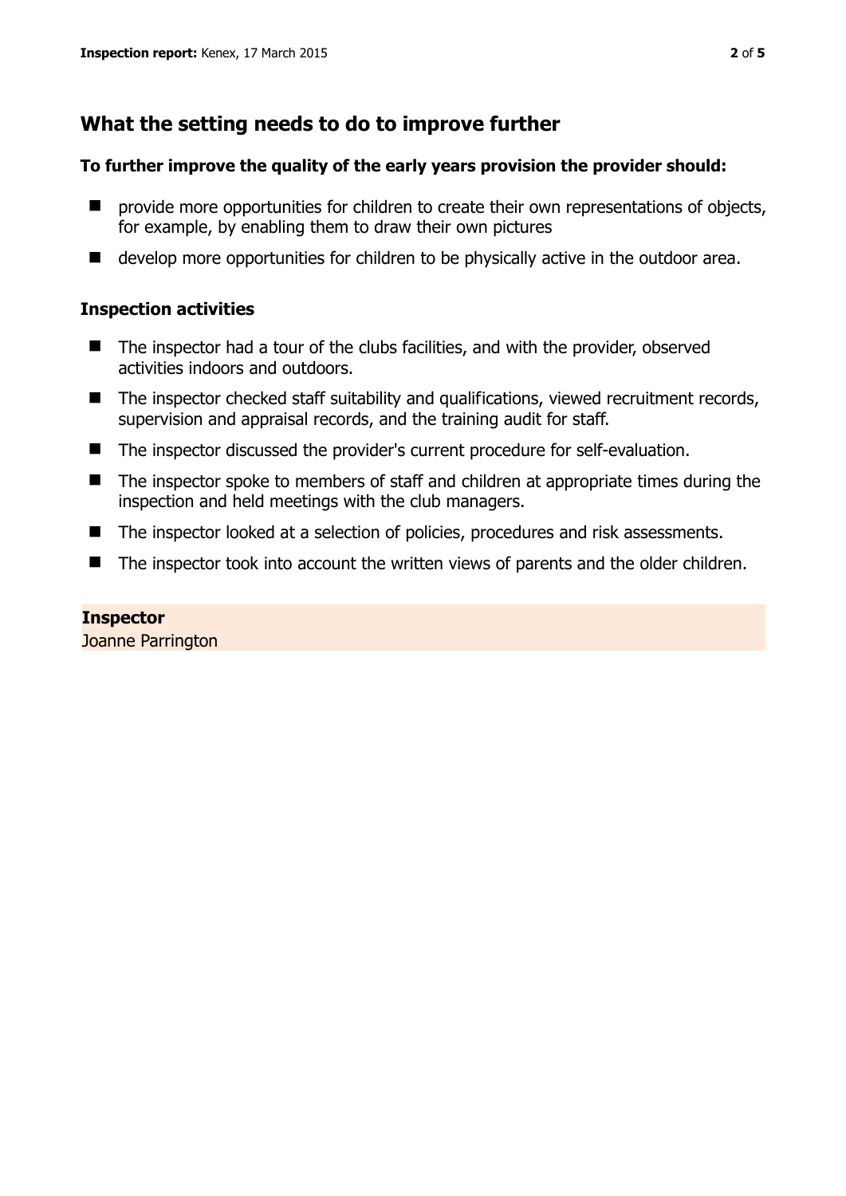## What the setting needs to do to improve further

**To further improve the quality of the early years provision the provider should:**

- provide more opportunities for children to create their own representations of objects, for example, by enabling them to draw their own pictures
- develop more opportunities for children to be physically active in the outdoor area.

### Inspection activities

- The inspector had a tour of the clubs facilities, and with the provider, observed activities indoors and outdoors.
- The inspector checked staff suitability and qualifications, viewed recruitment records, supervision and appraisal records, and the training audit for staff.
- The inspector discussed the provider's current procedure for self-evaluation.
- The inspector spoke to members of staff and children at appropriate times during the inspection and held meetings with the club managers.
- The inspector looked at a selection of policies, procedures and risk assessments.
- The inspector took into account the written views of parents and the older children.

**Inspector**
Joanne Parrington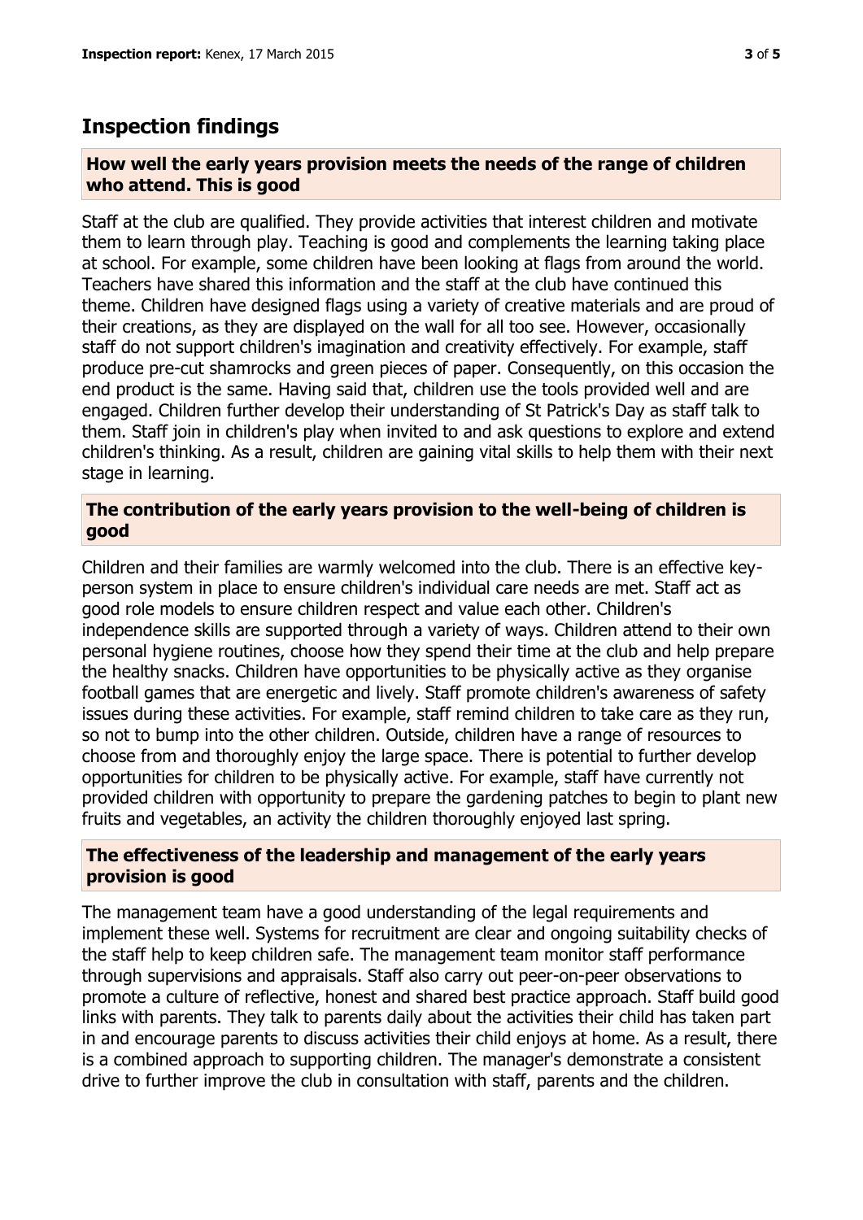## Inspection findings

### How well the early years provision meets the needs of the range of children who attend. This is good

Staff at the club are qualified. They provide activities that interest children and motivate them to learn through play. Teaching is good and complements the learning taking place at school. For example, some children have been looking at flags from around the world. Teachers have shared this information and the staff at the club have continued this theme. Children have designed flags using a variety of creative materials and are proud of their creations, as they are displayed on the wall for all too see. However, occasionally staff do not support children's imagination and creativity effectively. For example, staff produce pre-cut shamrocks and green pieces of paper. Consequently, on this occasion the end product is the same. Having said that, children use the tools provided well and are engaged. Children further develop their understanding of St Patrick's Day as staff talk to them. Staff join in children's play when invited to and ask questions to explore and extend children's thinking. As a result, children are gaining vital skills to help them with their next stage in learning.

### The contribution of the early years provision to the well-being of children is good

Children and their families are warmly welcomed into the club. There is an effective key-person system in place to ensure children's individual care needs are met. Staff act as good role models to ensure children respect and value each other. Children's independence skills are supported through a variety of ways. Children attend to their own personal hygiene routines, choose how they spend their time at the club and help prepare the healthy snacks. Children have opportunities to be physically active as they organise football games that are energetic and lively. Staff promote children's awareness of safety issues during these activities. For example, staff remind children to take care as they run, so not to bump into the other children. Outside, children have a range of resources to choose from and thoroughly enjoy the large space. There is potential to further develop opportunities for children to be physically active. For example, staff have currently not provided children with opportunity to prepare the gardening patches to begin to plant new fruits and vegetables, an activity the children thoroughly enjoyed last spring.

### The effectiveness of the leadership and management of the early years provision is good

The management team have a good understanding of the legal requirements and implement these well. Systems for recruitment are clear and ongoing suitability checks of the staff help to keep children safe. The management team monitor staff performance through supervisions and appraisals. Staff also carry out peer-on-peer observations to promote a culture of reflective, honest and shared best practice approach. Staff build good links with parents. They talk to parents daily about the activities their child has taken part in and encourage parents to discuss activities their child enjoys at home. As a result, there is a combined approach to supporting children. The manager's demonstrate a consistent drive to further improve the club in consultation with staff, parents and the children.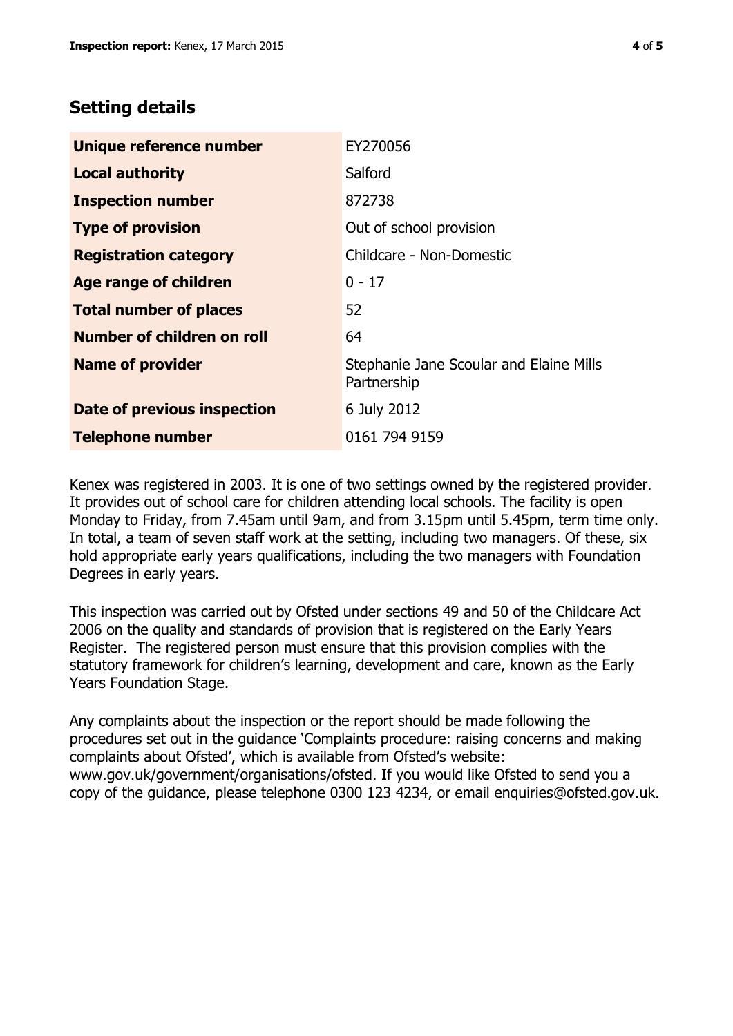## Setting details

| | |
|---|---|
| **Unique reference number** | EY270056 |
| **Local authority** | Salford |
| **Inspection number** | 872738 |
| **Type of provision** | Out of school provision |
| **Registration category** | Childcare - Non-Domestic |
| **Age range of children** | 0 - 17 |
| **Total number of places** | 52 |
| **Number of children on roll** | 64 |
| **Name of provider** | Stephanie Jane Scoular and Elaine Mills Partnership |
| **Date of previous inspection** | 6 July 2012 |
| **Telephone number** | 0161 794 9159 |

Kenex was registered in 2003. It is one of two settings owned by the registered provider. It provides out of school care for children attending local schools. The facility is open Monday to Friday, from 7.45am until 9am, and from 3.15pm until 5.45pm, term time only. In total, a team of seven staff work at the setting, including two managers. Of these, six hold appropriate early years qualifications, including the two managers with Foundation Degrees in early years.

This inspection was carried out by Ofsted under sections 49 and 50 of the Childcare Act 2006 on the quality and standards of provision that is registered on the Early Years Register. The registered person must ensure that this provision complies with the statutory framework for children's learning, development and care, known as the Early Years Foundation Stage.

Any complaints about the inspection or the report should be made following the procedures set out in the guidance 'Complaints procedure: raising concerns and making complaints about Ofsted', which is available from Ofsted's website: www.gov.uk/government/organisations/ofsted. If you would like Ofsted to send you a copy of the guidance, please telephone 0300 123 4234, or email enquiries@ofsted.gov.uk.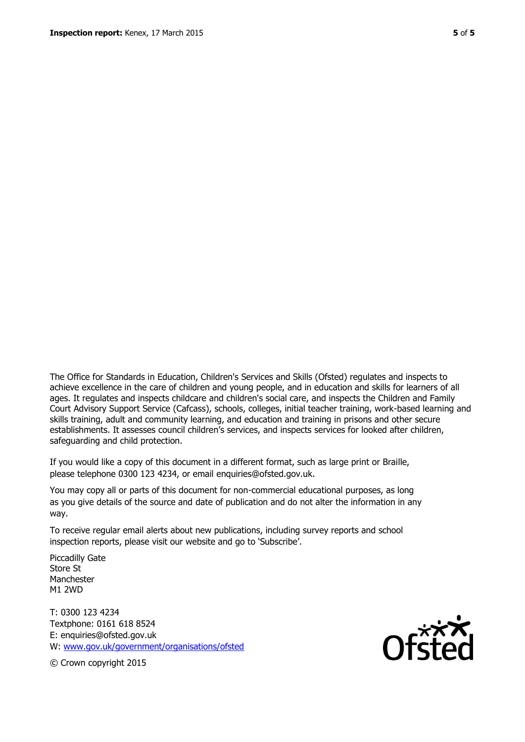The Office for Standards in Education, Children's Services and Skills (Ofsted) regulates and inspects to achieve excellence in the care of children and young people, and in education and skills for learners of all ages. It regulates and inspects childcare and children's social care, and inspects the Children and Family Court Advisory Support Service (Cafcass), schools, colleges, initial teacher training, work-based learning and skills training, adult and community learning, and education and training in prisons and other secure establishments. It assesses council children's services, and inspects services for looked after children, safeguarding and child protection.

If you would like a copy of this document in a different format, such as large print or Braille, please telephone 0300 123 4234, or email enquiries@ofsted.gov.uk.

You may copy all or parts of this document for non-commercial educational purposes, as long as you give details of the source and date of publication and do not alter the information in any way.

To receive regular email alerts about new publications, including survey reports and school inspection reports, please visit our website and go to 'Subscribe'.

Piccadilly Gate
Store St
Manchester
M1 2WD

T: 0300 123 4234
Textphone: 0161 618 8524
E: enquiries@ofsted.gov.uk
W: [www.gov.uk/government/organisations/ofsted](http://www.gov.uk/government/organisations/ofsted)

© Crown copyright 2015

Ofsted